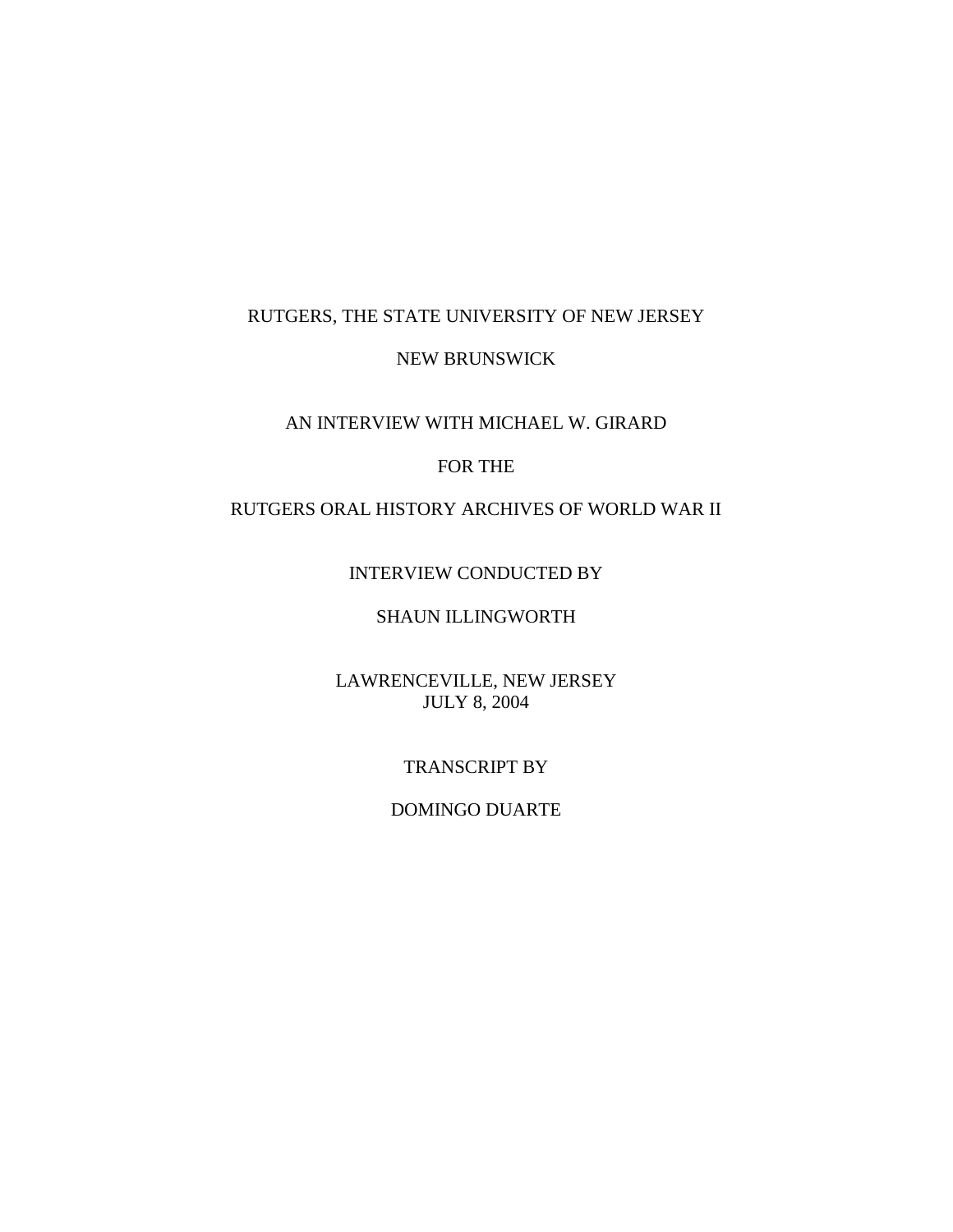RUTGERS, THE STATE UNIVERSITY OF NEW JERSEY

NEW BRUNSWICK

AN INTERVIEW WITH MICHAEL W. GIRARD

FOR THE

RUTGERS ORAL HISTORY ARCHIVES OF WORLD WAR II

INTERVIEW CONDUCTED BY

SHAUN ILLINGWORTH

LAWRENCEVILLE, NEW JERSEY
JULY 8, 2004

TRANSCRIPT BY

DOMINGO DUARTE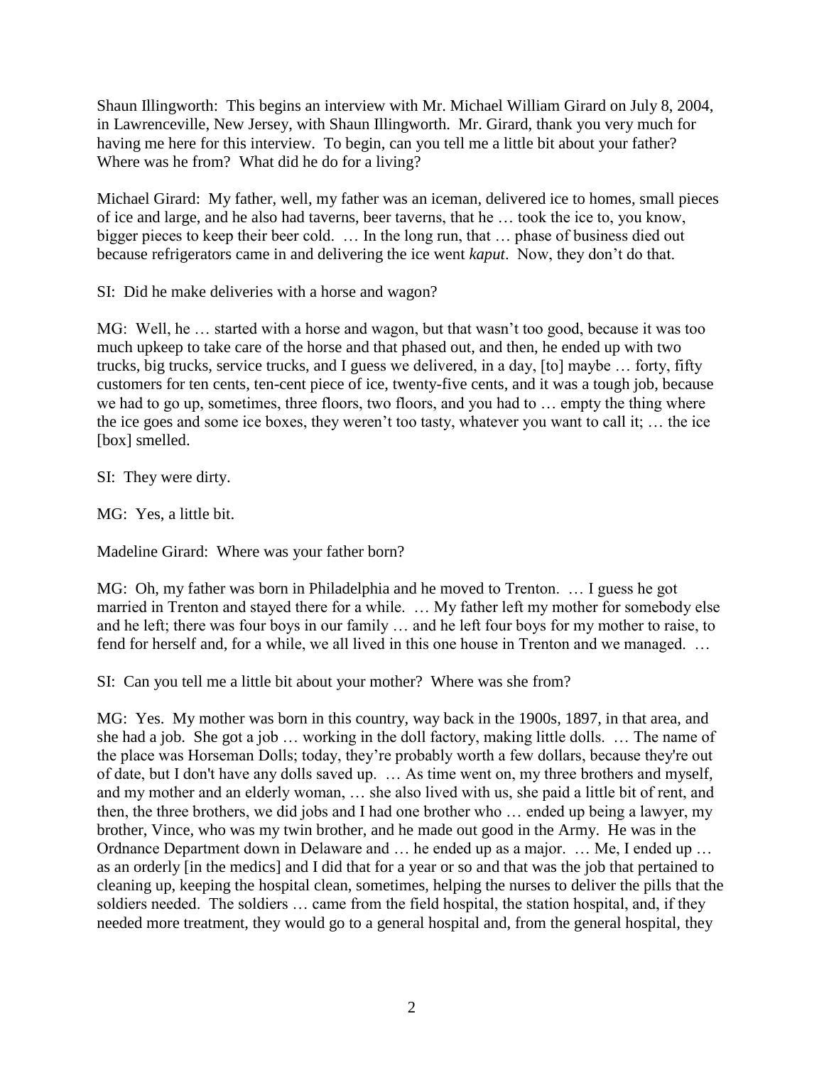Shaun Illingworth: This begins an interview with Mr. Michael William Girard on July 8, 2004, in Lawrenceville, New Jersey, with Shaun Illingworth. Mr. Girard, thank you very much for having me here for this interview. To begin, can you tell me a little bit about your father? Where was he from? What did he do for a living?

Michael Girard: My father, well, my father was an iceman, delivered ice to homes, small pieces of ice and large, and he also had taverns, beer taverns, that he … took the ice to, you know, bigger pieces to keep their beer cold. … In the long run, that … phase of business died out because refrigerators came in and delivering the ice went *kaput*. Now, they don't do that.

SI: Did he make deliveries with a horse and wagon?

MG: Well, he … started with a horse and wagon, but that wasn't too good, because it was too much upkeep to take care of the horse and that phased out, and then, he ended up with two trucks, big trucks, service trucks, and I guess we delivered, in a day, [to] maybe … forty, fifty customers for ten cents, ten-cent piece of ice, twenty-five cents, and it was a tough job, because we had to go up, sometimes, three floors, two floors, and you had to … empty the thing where the ice goes and some ice boxes, they weren't too tasty, whatever you want to call it; … the ice [box] smelled.

SI: They were dirty.

MG: Yes, a little bit.

Madeline Girard: Where was your father born?

MG: Oh, my father was born in Philadelphia and he moved to Trenton. … I guess he got married in Trenton and stayed there for a while. … My father left my mother for somebody else and he left; there was four boys in our family … and he left four boys for my mother to raise, to fend for herself and, for a while, we all lived in this one house in Trenton and we managed. …

SI: Can you tell me a little bit about your mother? Where was she from?

MG: Yes. My mother was born in this country, way back in the 1900s, 1897, in that area, and she had a job. She got a job … working in the doll factory, making little dolls. … The name of the place was Horseman Dolls; today, they're probably worth a few dollars, because they're out of date, but I don't have any dolls saved up. … As time went on, my three brothers and myself, and my mother and an elderly woman, … she also lived with us, she paid a little bit of rent, and then, the three brothers, we did jobs and I had one brother who … ended up being a lawyer, my brother, Vince, who was my twin brother, and he made out good in the Army. He was in the Ordnance Department down in Delaware and … he ended up as a major. … Me, I ended up … as an orderly [in the medics] and I did that for a year or so and that was the job that pertained to cleaning up, keeping the hospital clean, sometimes, helping the nurses to deliver the pills that the soldiers needed. The soldiers … came from the field hospital, the station hospital, and, if they needed more treatment, they would go to a general hospital and, from the general hospital, they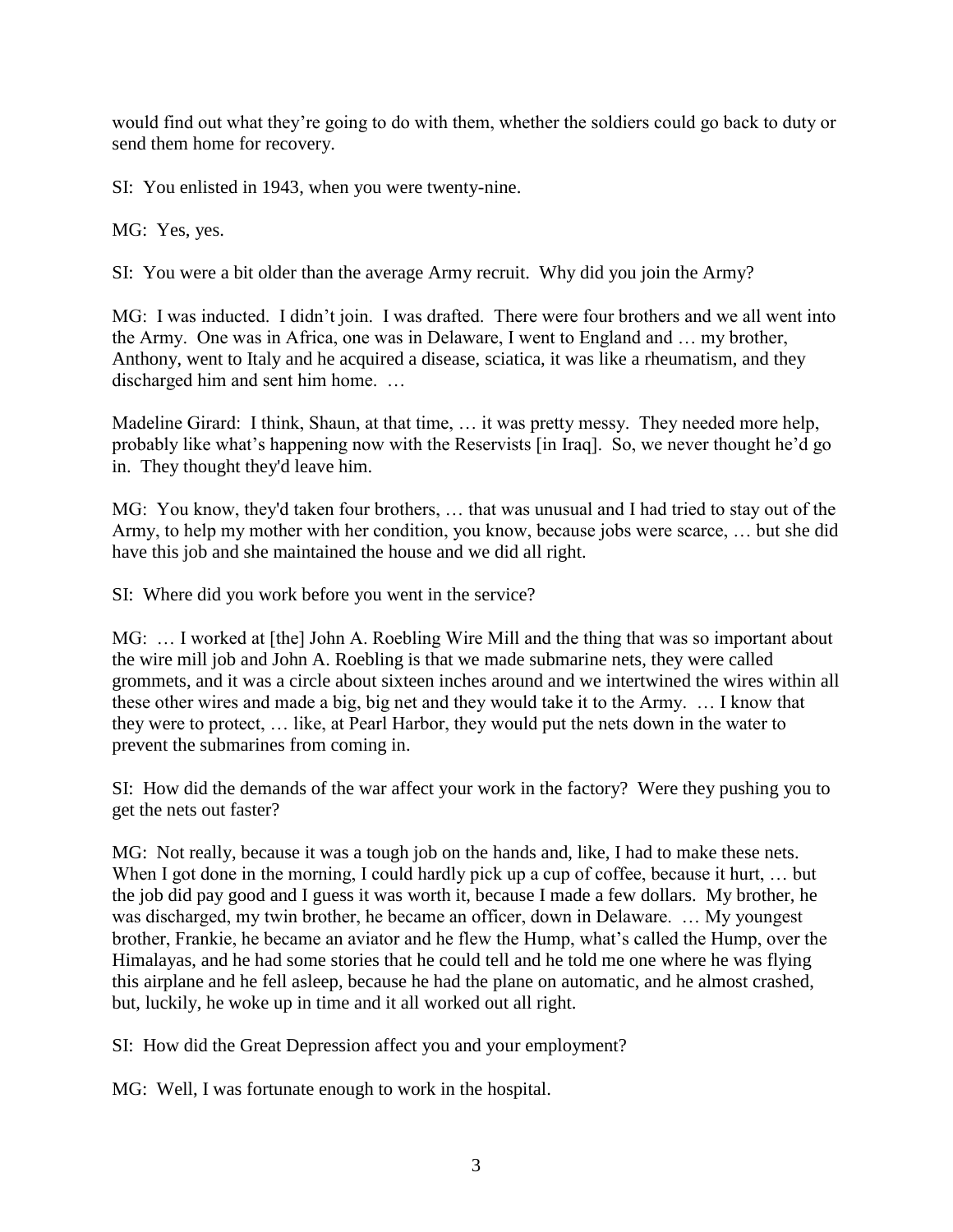would find out what they're going to do with them, whether the soldiers could go back to duty or send them home for recovery.

SI: You enlisted in 1943, when you were twenty-nine.

MG: Yes, yes.

SI: You were a bit older than the average Army recruit. Why did you join the Army?

MG: I was inducted. I didn't join. I was drafted. There were four brothers and we all went into the Army. One was in Africa, one was in Delaware, I went to England and … my brother, Anthony, went to Italy and he acquired a disease, sciatica, it was like a rheumatism, and they discharged him and sent him home. …

Madeline Girard: I think, Shaun, at that time, … it was pretty messy. They needed more help, probably like what's happening now with the Reservists [in Iraq]. So, we never thought he'd go in. They thought they'd leave him.

MG: You know, they'd taken four brothers, … that was unusual and I had tried to stay out of the Army, to help my mother with her condition, you know, because jobs were scarce, … but she did have this job and she maintained the house and we did all right.

SI: Where did you work before you went in the service?

MG: … I worked at [the] John A. Roebling Wire Mill and the thing that was so important about the wire mill job and John A. Roebling is that we made submarine nets, they were called grommets, and it was a circle about sixteen inches around and we intertwined the wires within all these other wires and made a big, big net and they would take it to the Army. … I know that they were to protect, … like, at Pearl Harbor, they would put the nets down in the water to prevent the submarines from coming in.

SI: How did the demands of the war affect your work in the factory? Were they pushing you to get the nets out faster?

MG: Not really, because it was a tough job on the hands and, like, I had to make these nets. When I got done in the morning, I could hardly pick up a cup of coffee, because it hurt, … but the job did pay good and I guess it was worth it, because I made a few dollars. My brother, he was discharged, my twin brother, he became an officer, down in Delaware. … My youngest brother, Frankie, he became an aviator and he flew the Hump, what's called the Hump, over the Himalayas, and he had some stories that he could tell and he told me one where he was flying this airplane and he fell asleep, because he had the plane on automatic, and he almost crashed, but, luckily, he woke up in time and it all worked out all right.

SI: How did the Great Depression affect you and your employment?

MG: Well, I was fortunate enough to work in the hospital.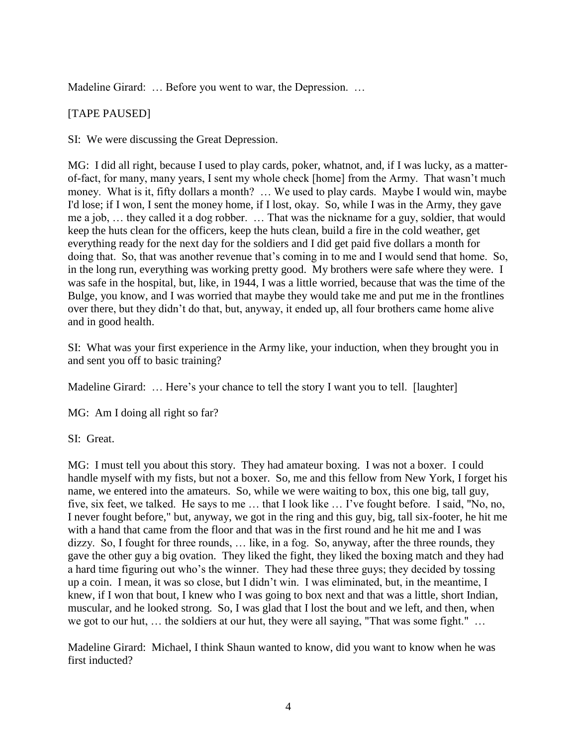Madeline Girard: … Before you went to war, the Depression. …

[TAPE PAUSED]

SI: We were discussing the Great Depression.

MG: I did all right, because I used to play cards, poker, whatnot, and, if I was lucky, as a matter-of-fact, for many, many years, I sent my whole check [home] from the Army. That wasn't much money. What is it, fifty dollars a month? … We used to play cards. Maybe I would win, maybe I'd lose; if I won, I sent the money home, if I lost, okay. So, while I was in the Army, they gave me a job, … they called it a dog robber. … That was the nickname for a guy, soldier, that would keep the huts clean for the officers, keep the huts clean, build a fire in the cold weather, get everything ready for the next day for the soldiers and I did get paid five dollars a month for doing that. So, that was another revenue that's coming in to me and I would send that home. So, in the long run, everything was working pretty good. My brothers were safe where they were. I was safe in the hospital, but, like, in 1944, I was a little worried, because that was the time of the Bulge, you know, and I was worried that maybe they would take me and put me in the frontlines over there, but they didn't do that, but, anyway, it ended up, all four brothers came home alive and in good health.

SI: What was your first experience in the Army like, your induction, when they brought you in and sent you off to basic training?

Madeline Girard: … Here's your chance to tell the story I want you to tell. [laughter]

MG: Am I doing all right so far?

SI: Great.

MG: I must tell you about this story. They had amateur boxing. I was not a boxer. I could handle myself with my fists, but not a boxer. So, me and this fellow from New York, I forget his name, we entered into the amateurs. So, while we were waiting to box, this one big, tall guy, five, six feet, we talked. He says to me … that I look like … I've fought before. I said, "No, no, I never fought before," but, anyway, we got in the ring and this guy, big, tall six-footer, he hit me with a hand that came from the floor and that was in the first round and he hit me and I was dizzy. So, I fought for three rounds, … like, in a fog. So, anyway, after the three rounds, they gave the other guy a big ovation. They liked the fight, they liked the boxing match and they had a hard time figuring out who's the winner. They had these three guys; they decided by tossing up a coin. I mean, it was so close, but I didn't win. I was eliminated, but, in the meantime, I knew, if I won that bout, I knew who I was going to box next and that was a little, short Indian, muscular, and he looked strong. So, I was glad that I lost the bout and we left, and then, when we got to our hut, … the soldiers at our hut, they were all saying, "That was some fight." …

Madeline Girard: Michael, I think Shaun wanted to know, did you want to know when he was first inducted?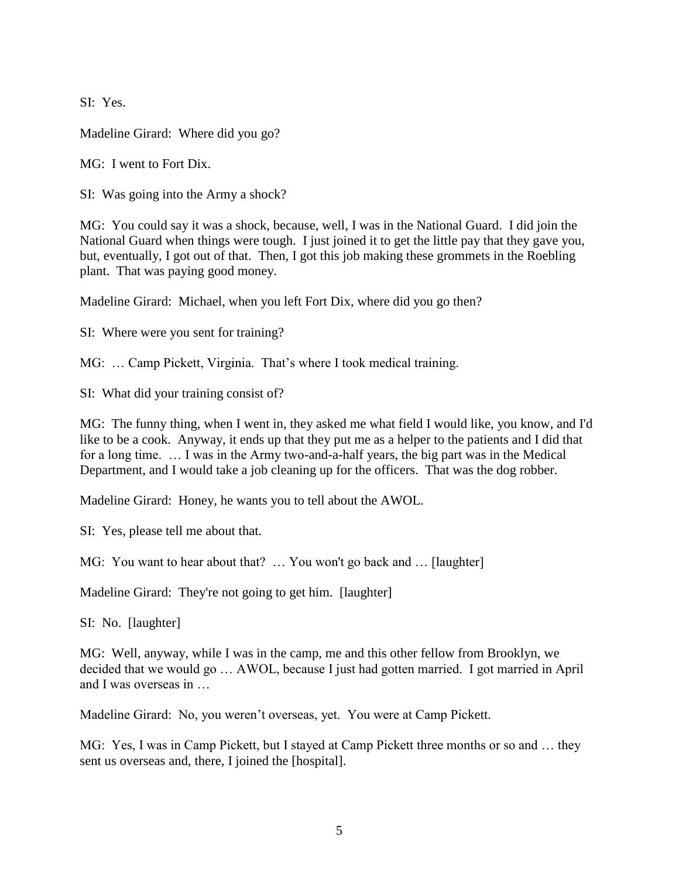SI: Yes.

Madeline Girard: Where did you go?

MG: I went to Fort Dix.

SI: Was going into the Army a shock?

MG: You could say it was a shock, because, well, I was in the National Guard. I did join the National Guard when things were tough. I just joined it to get the little pay that they gave you, but, eventually, I got out of that. Then, I got this job making these grommets in the Roebling plant. That was paying good money.

Madeline Girard: Michael, when you left Fort Dix, where did you go then?

SI: Where were you sent for training?

MG: … Camp Pickett, Virginia. That's where I took medical training.

SI: What did your training consist of?

MG: The funny thing, when I went in, they asked me what field I would like, you know, and I'd like to be a cook. Anyway, it ends up that they put me as a helper to the patients and I did that for a long time. … I was in the Army two-and-a-half years, the big part was in the Medical Department, and I would take a job cleaning up for the officers. That was the dog robber.

Madeline Girard: Honey, he wants you to tell about the AWOL.

SI: Yes, please tell me about that.

MG: You want to hear about that? … You won't go back and … [laughter]

Madeline Girard: They're not going to get him. [laughter]

SI: No. [laughter]

MG: Well, anyway, while I was in the camp, me and this other fellow from Brooklyn, we decided that we would go … AWOL, because I just had gotten married. I got married in April and I was overseas in …

Madeline Girard: No, you weren't overseas, yet. You were at Camp Pickett.

MG: Yes, I was in Camp Pickett, but I stayed at Camp Pickett three months or so and … they sent us overseas and, there, I joined the [hospital].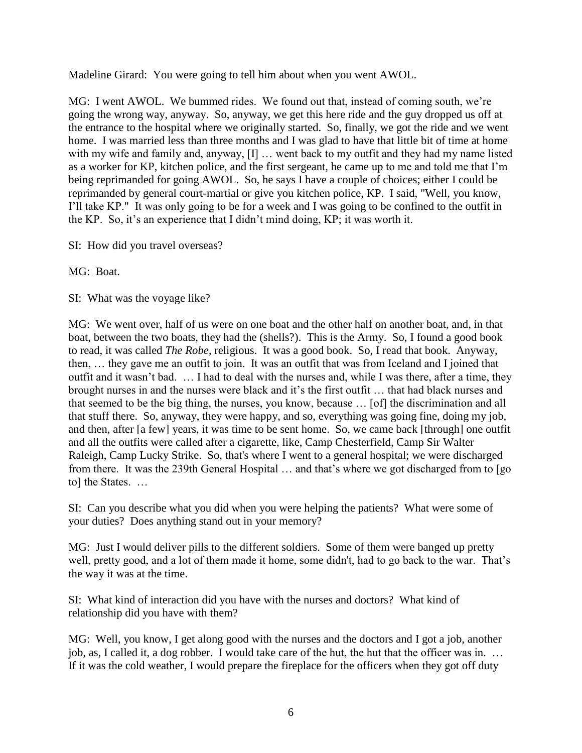Madeline Girard: You were going to tell him about when you went AWOL.

MG: I went AWOL. We bummed rides. We found out that, instead of coming south, we're going the wrong way, anyway. So, anyway, we get this here ride and the guy dropped us off at the entrance to the hospital where we originally started. So, finally, we got the ride and we went home. I was married less than three months and I was glad to have that little bit of time at home with my wife and family and, anyway, [I] … went back to my outfit and they had my name listed as a worker for KP, kitchen police, and the first sergeant, he came up to me and told me that I'm being reprimanded for going AWOL. So, he says I have a couple of choices; either I could be reprimanded by general court-martial or give you kitchen police, KP. I said, "Well, you know, I'll take KP." It was only going to be for a week and I was going to be confined to the outfit in the KP. So, it's an experience that I didn't mind doing, KP; it was worth it.

SI: How did you travel overseas?

MG: Boat.

SI: What was the voyage like?

MG: We went over, half of us were on one boat and the other half on another boat, and, in that boat, between the two boats, they had the (shells?). This is the Army. So, I found a good book to read, it was called *The Robe*, religious. It was a good book. So, I read that book. Anyway, then, … they gave me an outfit to join. It was an outfit that was from Iceland and I joined that outfit and it wasn't bad. … I had to deal with the nurses and, while I was there, after a time, they brought nurses in and the nurses were black and it's the first outfit … that had black nurses and that seemed to be the big thing, the nurses, you know, because … [of] the discrimination and all that stuff there. So, anyway, they were happy, and so, everything was going fine, doing my job, and then, after [a few] years, it was time to be sent home. So, we came back [through] one outfit and all the outfits were called after a cigarette, like, Camp Chesterfield, Camp Sir Walter Raleigh, Camp Lucky Strike. So, that's where I went to a general hospital; we were discharged from there. It was the 239th General Hospital … and that's where we got discharged from to [go to] the States. …

SI: Can you describe what you did when you were helping the patients? What were some of your duties? Does anything stand out in your memory?

MG: Just I would deliver pills to the different soldiers. Some of them were banged up pretty well, pretty good, and a lot of them made it home, some didn't, had to go back to the war. That's the way it was at the time.

SI: What kind of interaction did you have with the nurses and doctors? What kind of relationship did you have with them?

MG: Well, you know, I get along good with the nurses and the doctors and I got a job, another job, as, I called it, a dog robber. I would take care of the hut, the hut that the officer was in. … If it was the cold weather, I would prepare the fireplace for the officers when they got off duty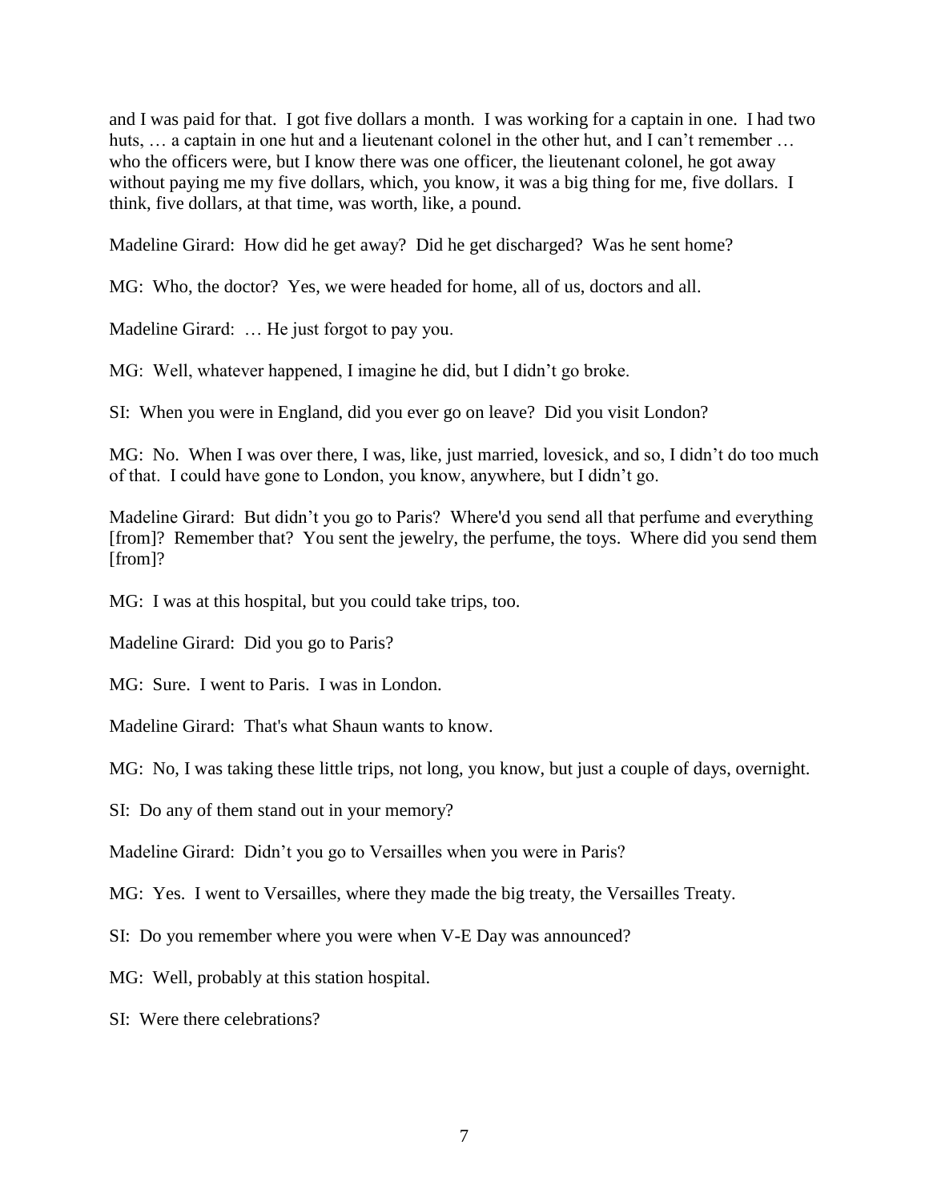and I was paid for that. I got five dollars a month. I was working for a captain in one. I had two huts, … a captain in one hut and a lieutenant colonel in the other hut, and I can't remember … who the officers were, but I know there was one officer, the lieutenant colonel, he got away without paying me my five dollars, which, you know, it was a big thing for me, five dollars. I think, five dollars, at that time, was worth, like, a pound.

Madeline Girard: How did he get away? Did he get discharged? Was he sent home?

MG: Who, the doctor? Yes, we were headed for home, all of us, doctors and all.

Madeline Girard: … He just forgot to pay you.

MG: Well, whatever happened, I imagine he did, but I didn't go broke.

SI: When you were in England, did you ever go on leave? Did you visit London?

MG: No. When I was over there, I was, like, just married, lovesick, and so, I didn't do too much of that. I could have gone to London, you know, anywhere, but I didn't go.

Madeline Girard: But didn't you go to Paris? Where'd you send all that perfume and everything [from]? Remember that? You sent the jewelry, the perfume, the toys. Where did you send them [from]?

MG: I was at this hospital, but you could take trips, too.

Madeline Girard: Did you go to Paris?

MG: Sure. I went to Paris. I was in London.

Madeline Girard: That's what Shaun wants to know.

MG: No, I was taking these little trips, not long, you know, but just a couple of days, overnight.

SI: Do any of them stand out in your memory?

Madeline Girard: Didn't you go to Versailles when you were in Paris?

MG: Yes. I went to Versailles, where they made the big treaty, the Versailles Treaty.

SI: Do you remember where you were when V-E Day was announced?

MG: Well, probably at this station hospital.

SI: Were there celebrations?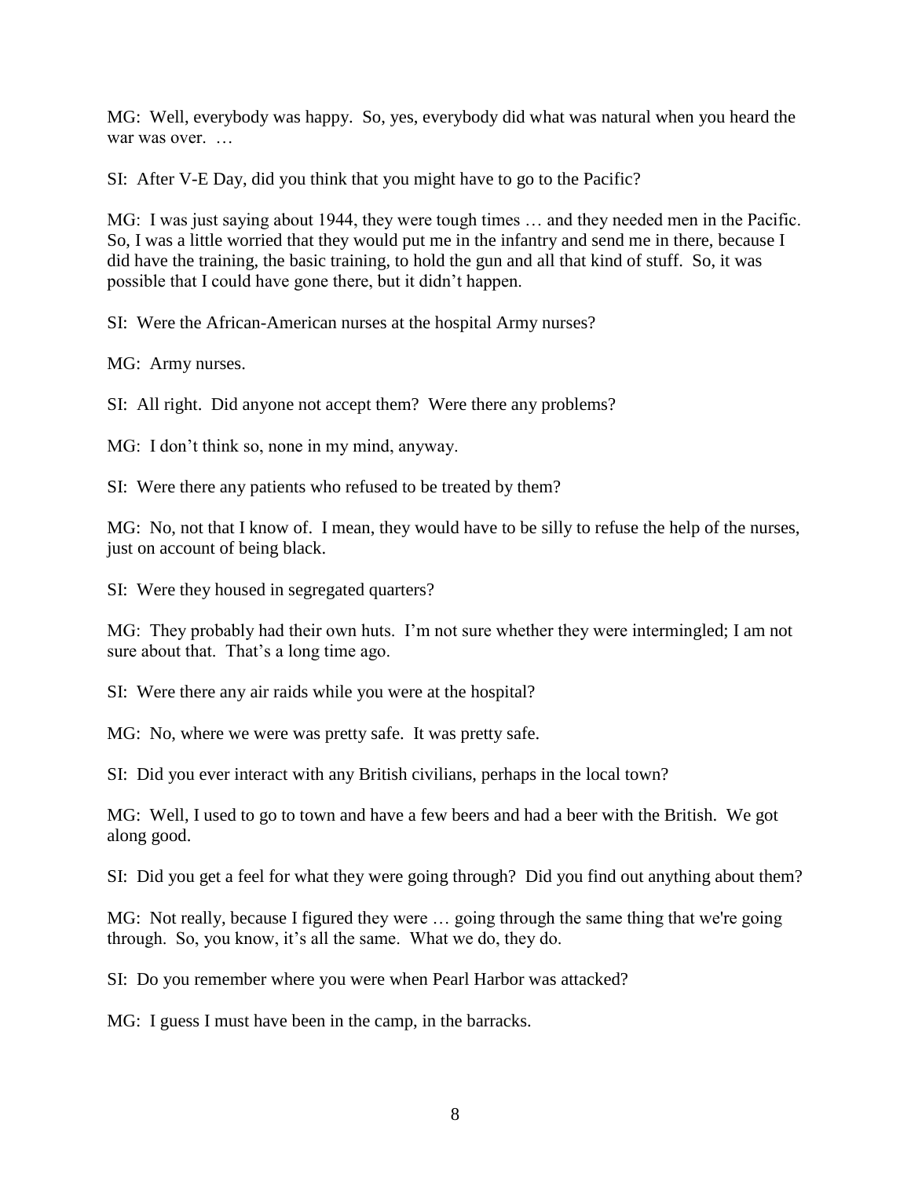MG: Well, everybody was happy. So, yes, everybody did what was natural when you heard the war was over. …

SI: After V-E Day, did you think that you might have to go to the Pacific?

MG: I was just saying about 1944, they were tough times … and they needed men in the Pacific. So, I was a little worried that they would put me in the infantry and send me in there, because I did have the training, the basic training, to hold the gun and all that kind of stuff. So, it was possible that I could have gone there, but it didn't happen.

SI: Were the African-American nurses at the hospital Army nurses?

MG: Army nurses.

SI: All right. Did anyone not accept them? Were there any problems?

MG: I don't think so, none in my mind, anyway.

SI: Were there any patients who refused to be treated by them?

MG: No, not that I know of. I mean, they would have to be silly to refuse the help of the nurses, just on account of being black.

SI: Were they housed in segregated quarters?

MG: They probably had their own huts. I'm not sure whether they were intermingled; I am not sure about that. That's a long time ago.

SI: Were there any air raids while you were at the hospital?

MG: No, where we were was pretty safe. It was pretty safe.

SI: Did you ever interact with any British civilians, perhaps in the local town?

MG: Well, I used to go to town and have a few beers and had a beer with the British. We got along good.

SI: Did you get a feel for what they were going through? Did you find out anything about them?

MG: Not really, because I figured they were … going through the same thing that we're going through. So, you know, it's all the same. What we do, they do.

SI: Do you remember where you were when Pearl Harbor was attacked?

MG: I guess I must have been in the camp, in the barracks.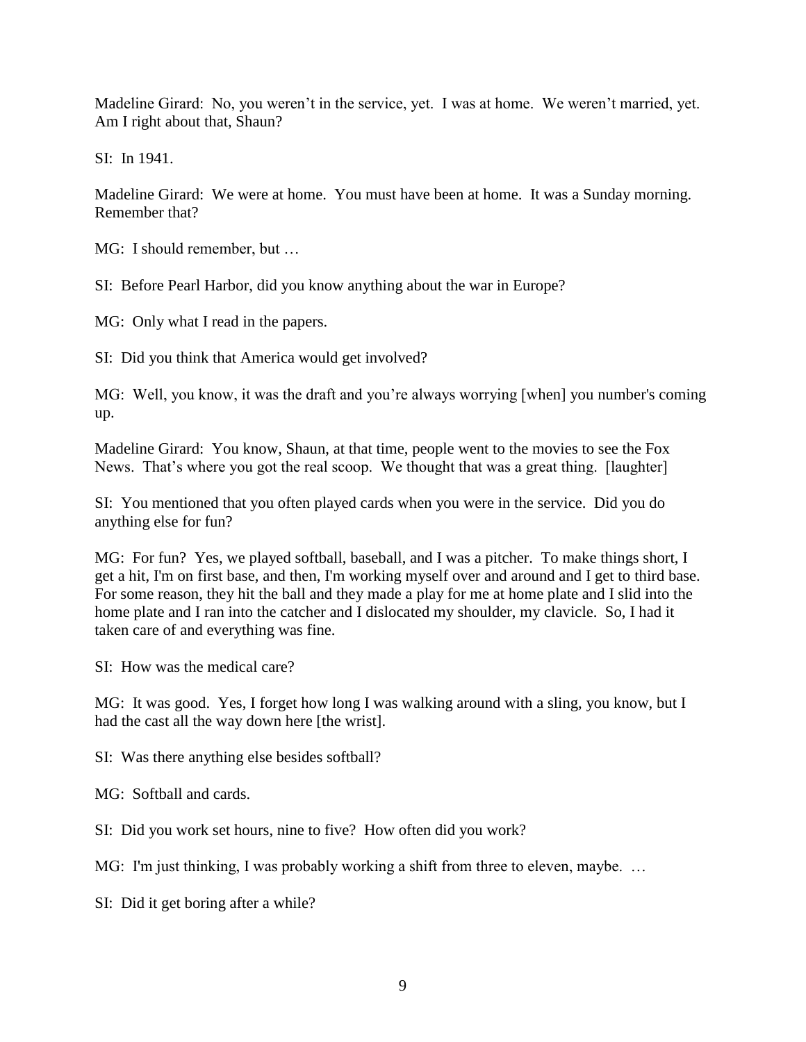Madeline Girard: No, you weren't in the service, yet. I was at home. We weren't married, yet. Am I right about that, Shaun?

SI: In 1941.

Madeline Girard: We were at home. You must have been at home. It was a Sunday morning. Remember that?

MG: I should remember, but …

SI: Before Pearl Harbor, did you know anything about the war in Europe?

MG: Only what I read in the papers.

SI: Did you think that America would get involved?

MG: Well, you know, it was the draft and you're always worrying [when] you number's coming up.

Madeline Girard: You know, Shaun, at that time, people went to the movies to see the Fox News. That's where you got the real scoop. We thought that was a great thing. [laughter]

SI: You mentioned that you often played cards when you were in the service. Did you do anything else for fun?

MG: For fun? Yes, we played softball, baseball, and I was a pitcher. To make things short, I get a hit, I'm on first base, and then, I'm working myself over and around and I get to third base. For some reason, they hit the ball and they made a play for me at home plate and I slid into the home plate and I ran into the catcher and I dislocated my shoulder, my clavicle. So, I had it taken care of and everything was fine.

SI: How was the medical care?

MG: It was good. Yes, I forget how long I was walking around with a sling, you know, but I had the cast all the way down here [the wrist].

SI: Was there anything else besides softball?

MG: Softball and cards.

SI: Did you work set hours, nine to five? How often did you work?

MG: I'm just thinking, I was probably working a shift from three to eleven, maybe. …

SI: Did it get boring after a while?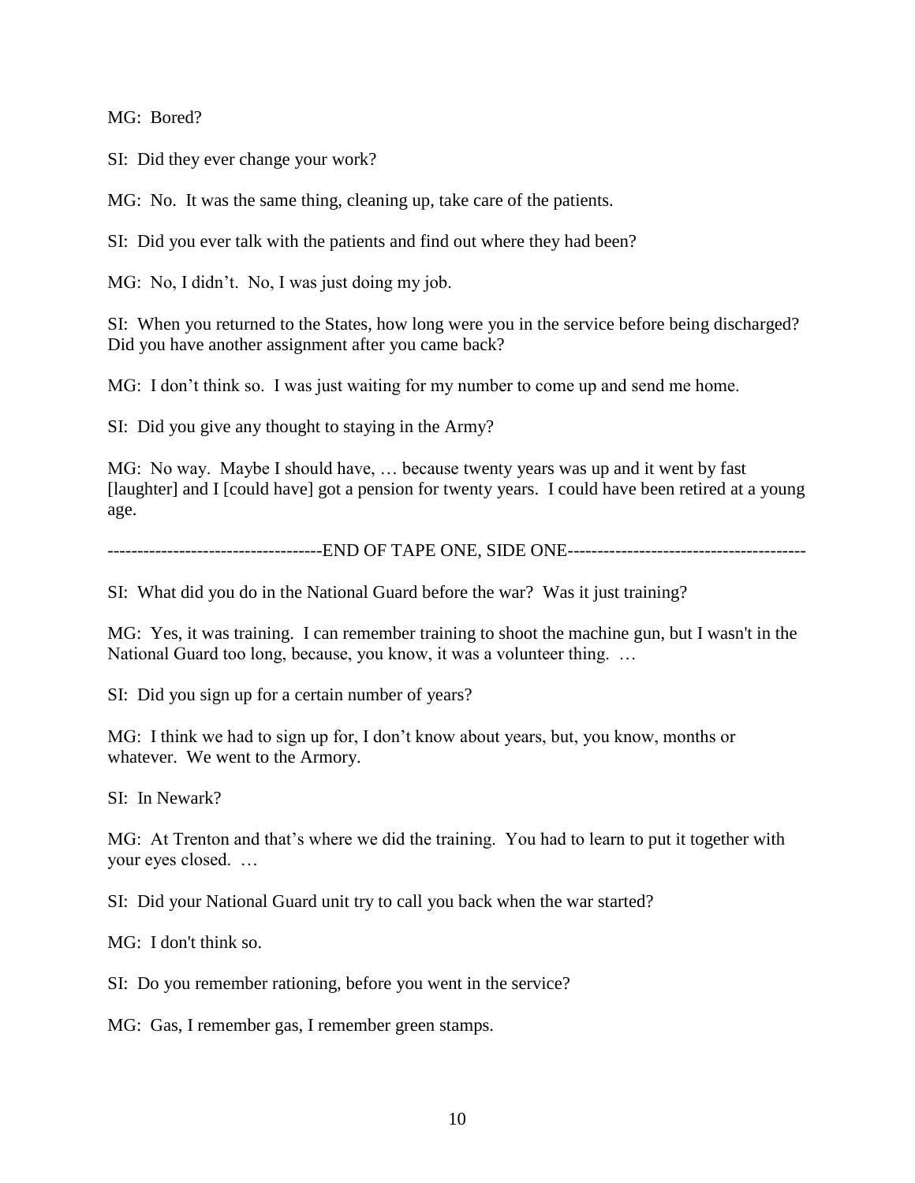MG: Bored?

SI: Did they ever change your work?

MG: No. It was the same thing, cleaning up, take care of the patients.

SI: Did you ever talk with the patients and find out where they had been?

MG: No, I didn't. No, I was just doing my job.

SI: When you returned to the States, how long were you in the service before being discharged? Did you have another assignment after you came back?

MG: I don't think so. I was just waiting for my number to come up and send me home.

SI: Did you give any thought to staying in the Army?

MG: No way. Maybe I should have, … because twenty years was up and it went by fast [laughter] and I [could have] got a pension for twenty years. I could have been retired at a young age.

------------------------------------END OF TAPE ONE, SIDE ONE----------------------------------------

SI: What did you do in the National Guard before the war? Was it just training?

MG: Yes, it was training. I can remember training to shoot the machine gun, but I wasn't in the National Guard too long, because, you know, it was a volunteer thing. …

SI: Did you sign up for a certain number of years?

MG: I think we had to sign up for, I don't know about years, but, you know, months or whatever. We went to the Armory.

SI: In Newark?

MG: At Trenton and that's where we did the training. You had to learn to put it together with your eyes closed. …

SI: Did your National Guard unit try to call you back when the war started?

MG: I don't think so.

SI: Do you remember rationing, before you went in the service?

MG: Gas, I remember gas, I remember green stamps.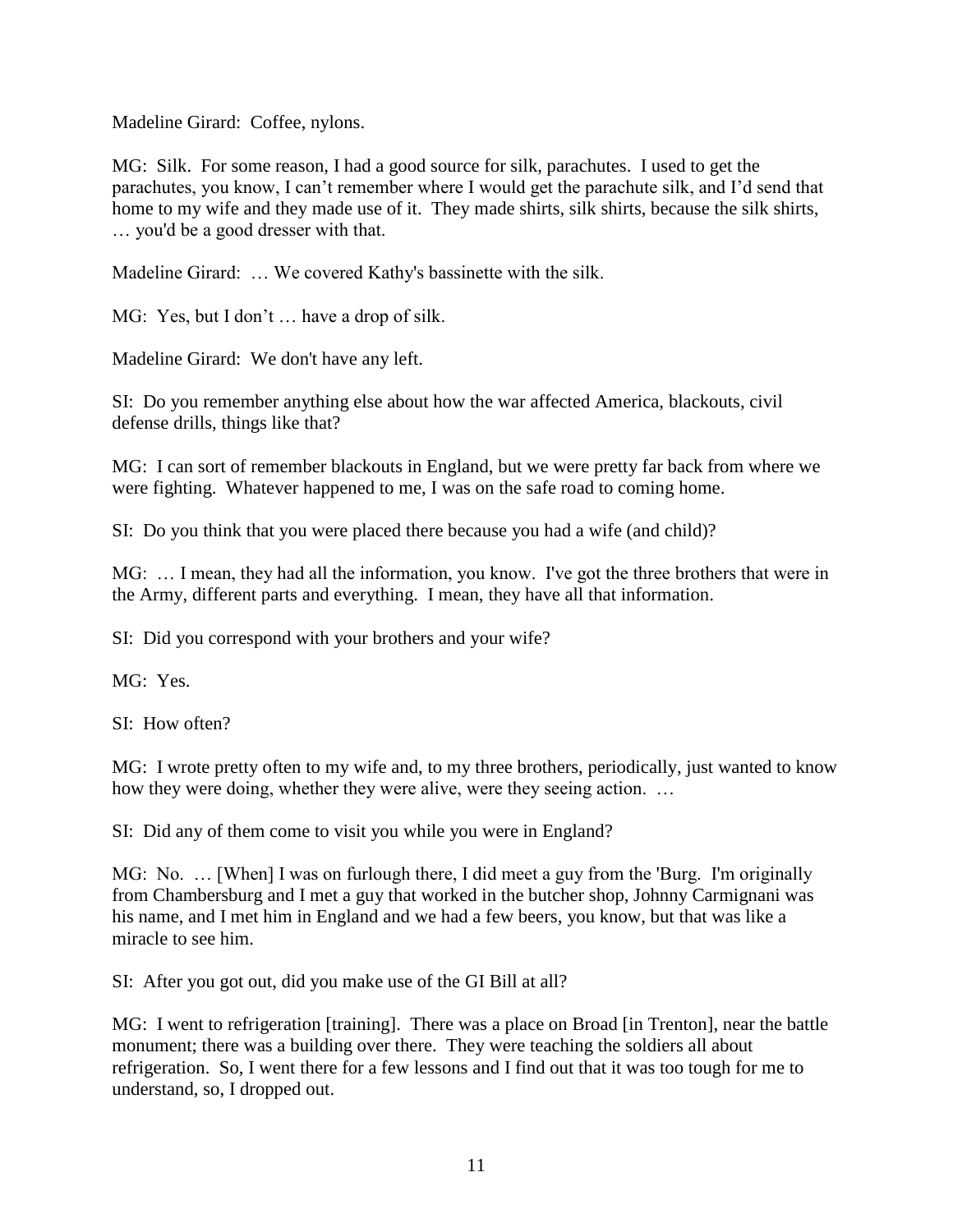Madeline Girard: Coffee, nylons.

MG: Silk. For some reason, I had a good source for silk, parachutes. I used to get the parachutes, you know, I can't remember where I would get the parachute silk, and I'd send that home to my wife and they made use of it. They made shirts, silk shirts, because the silk shirts, … you'd be a good dresser with that.

Madeline Girard: … We covered Kathy's bassinette with the silk.

MG: Yes, but I don't … have a drop of silk.

Madeline Girard: We don't have any left.

SI: Do you remember anything else about how the war affected America, blackouts, civil defense drills, things like that?

MG: I can sort of remember blackouts in England, but we were pretty far back from where we were fighting. Whatever happened to me, I was on the safe road to coming home.

SI: Do you think that you were placed there because you had a wife (and child)?

MG: … I mean, they had all the information, you know. I've got the three brothers that were in the Army, different parts and everything. I mean, they have all that information.

SI: Did you correspond with your brothers and your wife?

MG: Yes.

SI: How often?

MG: I wrote pretty often to my wife and, to my three brothers, periodically, just wanted to know how they were doing, whether they were alive, were they seeing action. …

SI: Did any of them come to visit you while you were in England?

MG: No. … [When] I was on furlough there, I did meet a guy from the 'Burg. I'm originally from Chambersburg and I met a guy that worked in the butcher shop, Johnny Carmignani was his name, and I met him in England and we had a few beers, you know, but that was like a miracle to see him.

SI: After you got out, did you make use of the GI Bill at all?

MG: I went to refrigeration [training]. There was a place on Broad [in Trenton], near the battle monument; there was a building over there. They were teaching the soldiers all about refrigeration. So, I went there for a few lessons and I find out that it was too tough for me to understand, so, I dropped out.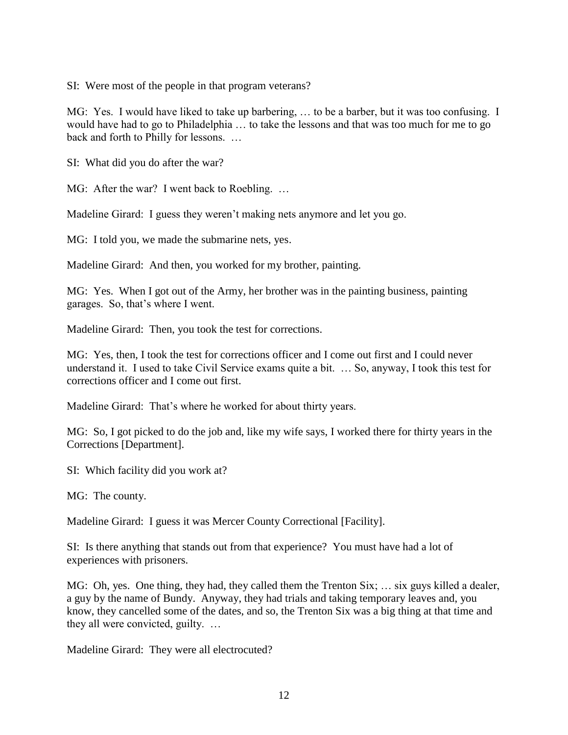SI: Were most of the people in that program veterans?

MG: Yes. I would have liked to take up barbering, … to be a barber, but it was too confusing. I would have had to go to Philadelphia … to take the lessons and that was too much for me to go back and forth to Philly for lessons. …

SI: What did you do after the war?

MG: After the war? I went back to Roebling. …

Madeline Girard: I guess they weren't making nets anymore and let you go.

MG: I told you, we made the submarine nets, yes.

Madeline Girard: And then, you worked for my brother, painting.

MG: Yes. When I got out of the Army, her brother was in the painting business, painting garages. So, that's where I went.

Madeline Girard: Then, you took the test for corrections.

MG: Yes, then, I took the test for corrections officer and I come out first and I could never understand it. I used to take Civil Service exams quite a bit. … So, anyway, I took this test for corrections officer and I come out first.

Madeline Girard: That's where he worked for about thirty years.

MG: So, I got picked to do the job and, like my wife says, I worked there for thirty years in the Corrections [Department].

SI: Which facility did you work at?

MG: The county.

Madeline Girard: I guess it was Mercer County Correctional [Facility].

SI: Is there anything that stands out from that experience? You must have had a lot of experiences with prisoners.

MG: Oh, yes. One thing, they had, they called them the Trenton Six; … six guys killed a dealer, a guy by the name of Bundy. Anyway, they had trials and taking temporary leaves and, you know, they cancelled some of the dates, and so, the Trenton Six was a big thing at that time and they all were convicted, guilty. …

Madeline Girard: They were all electrocuted?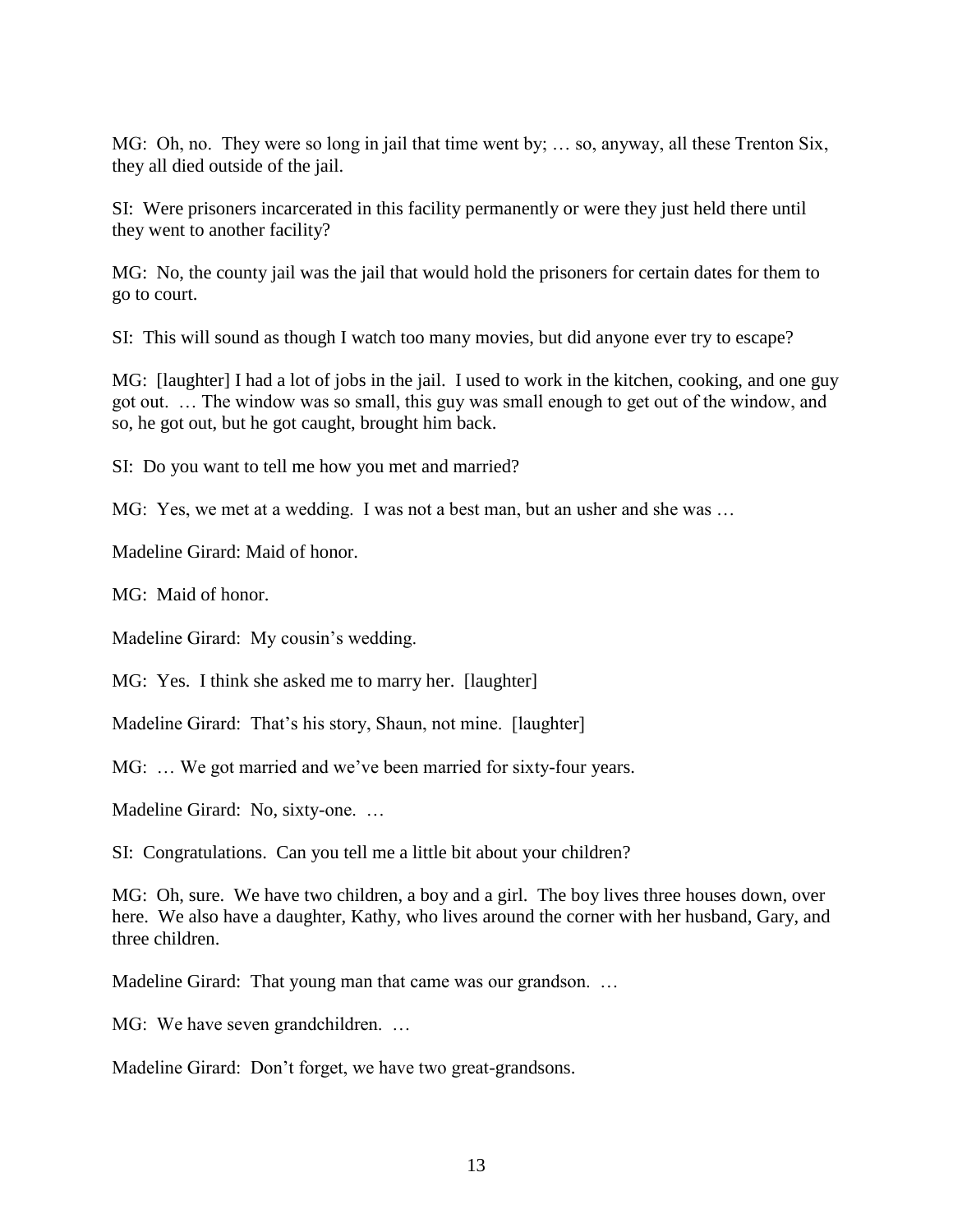MG: Oh, no. They were so long in jail that time went by; … so, anyway, all these Trenton Six, they all died outside of the jail.

SI: Were prisoners incarcerated in this facility permanently or were they just held there until they went to another facility?

MG: No, the county jail was the jail that would hold the prisoners for certain dates for them to go to court.

SI: This will sound as though I watch too many movies, but did anyone ever try to escape?

MG: [laughter] I had a lot of jobs in the jail. I used to work in the kitchen, cooking, and one guy got out. … The window was so small, this guy was small enough to get out of the window, and so, he got out, but he got caught, brought him back.

SI: Do you want to tell me how you met and married?

MG: Yes, we met at a wedding. I was not a best man, but an usher and she was …

Madeline Girard: Maid of honor.

MG: Maid of honor.

Madeline Girard: My cousin's wedding.

MG: Yes. I think she asked me to marry her. [laughter]

Madeline Girard: That's his story, Shaun, not mine. [laughter]

MG: … We got married and we've been married for sixty-four years.

Madeline Girard: No, sixty-one. …

SI: Congratulations. Can you tell me a little bit about your children?

MG: Oh, sure. We have two children, a boy and a girl. The boy lives three houses down, over here. We also have a daughter, Kathy, who lives around the corner with her husband, Gary, and three children.

Madeline Girard: That young man that came was our grandson. …

MG: We have seven grandchildren. …

Madeline Girard: Don't forget, we have two great-grandsons.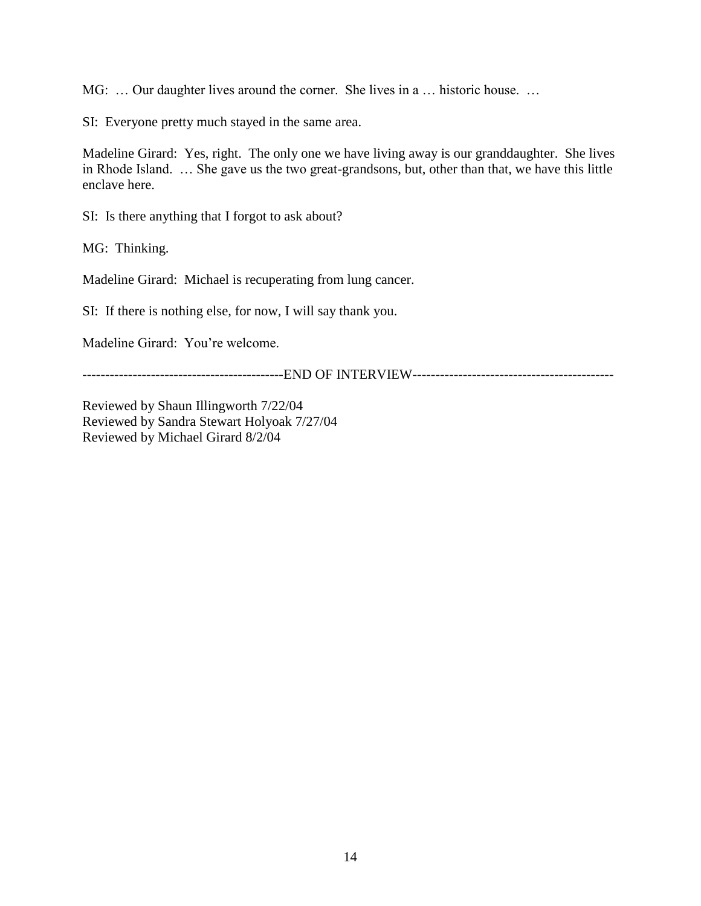MG: … Our daughter lives around the corner. She lives in a … historic house. …

SI: Everyone pretty much stayed in the same area.

Madeline Girard: Yes, right. The only one we have living away is our granddaughter. She lives in Rhode Island. … She gave us the two great-grandsons, but, other than that, we have this little enclave here.

SI: Is there anything that I forgot to ask about?

MG: Thinking.

Madeline Girard: Michael is recuperating from lung cancer.

SI: If there is nothing else, for now, I will say thank you.

Madeline Girard: You're welcome.

-------------------------------------------END OF INTERVIEW-------------------------------------------

Reviewed by Shaun Illingworth 7/22/04
Reviewed by Sandra Stewart Holyoak 7/27/04
Reviewed by Michael Girard 8/2/04